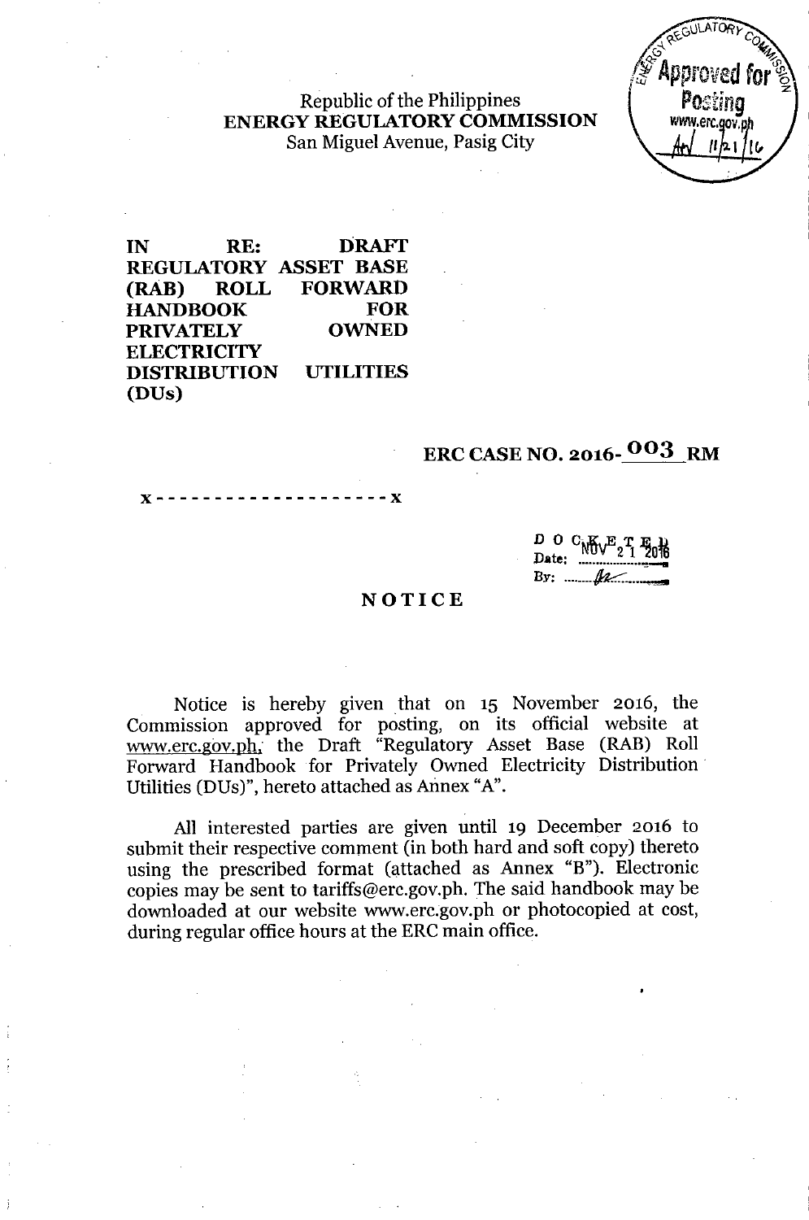Republic of the Philippines
**ENERGY REGULATORY COMMISSION**
San Miguel Avenue, Pasig City

Approved for Posting
www.erc.gov.ph
11/21/16

**IN RE: DRAFT REGULATORY ASSET BASE (RAB) ROLL FORWARD HANDBOOK FOR PRIVATELY OWNED ELECTRICITY DISTRIBUTION UTILITIES (DUs)**

**ERC CASE NO. 2016-003 RM**

x - - - - - - - - - - - - - - - - - - - x

DOCKETED
Date: NOV 21 2016
By: ______

# NOTICE

Notice is hereby given that on 15 November 2016, the Commission approved for posting, on its official website at www.erc.gov.ph, the Draft "Regulatory Asset Base (RAB) Roll Forward Handbook for Privately Owned Electricity Distribution Utilities (DUs)", hereto attached as Annex "A".

All interested parties are given until 19 December 2016 to submit their respective comment (in both hard and soft copy) thereto using the prescribed format (attached as Annex "B"). Electronic copies may be sent to tariffs@erc.gov.ph. The said handbook may be downloaded at our website www.erc.gov.ph or photocopied at cost, during regular office hours at the ERC main office.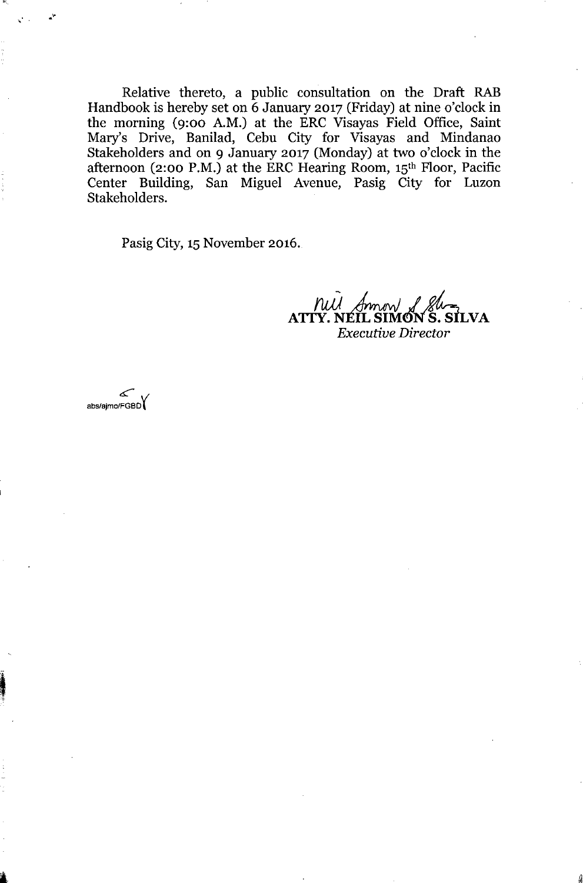Relative thereto, a public consultation on the Draft RAB Handbook is hereby set on 6 January 2017 (Friday) at nine o'clock in the morning (9:00 A.M.) at the ERC Visayas Field Office, Saint Mary's Drive, Banilad, Cebu City for Visayas and Mindanao Stakeholders and on 9 January 2017 (Monday) at two o'clock in the afternoon (2:00 P.M.) at the ERC Hearing Room, 15th Floor, Pacific Center Building, San Miguel Avenue, Pasig City for Luzon Stakeholders.

Pasig City, 15 November 2016.

**ATTY. NEIL SIMON S. SILVA**
*Executive Director*

abs/ajmo/FGBD